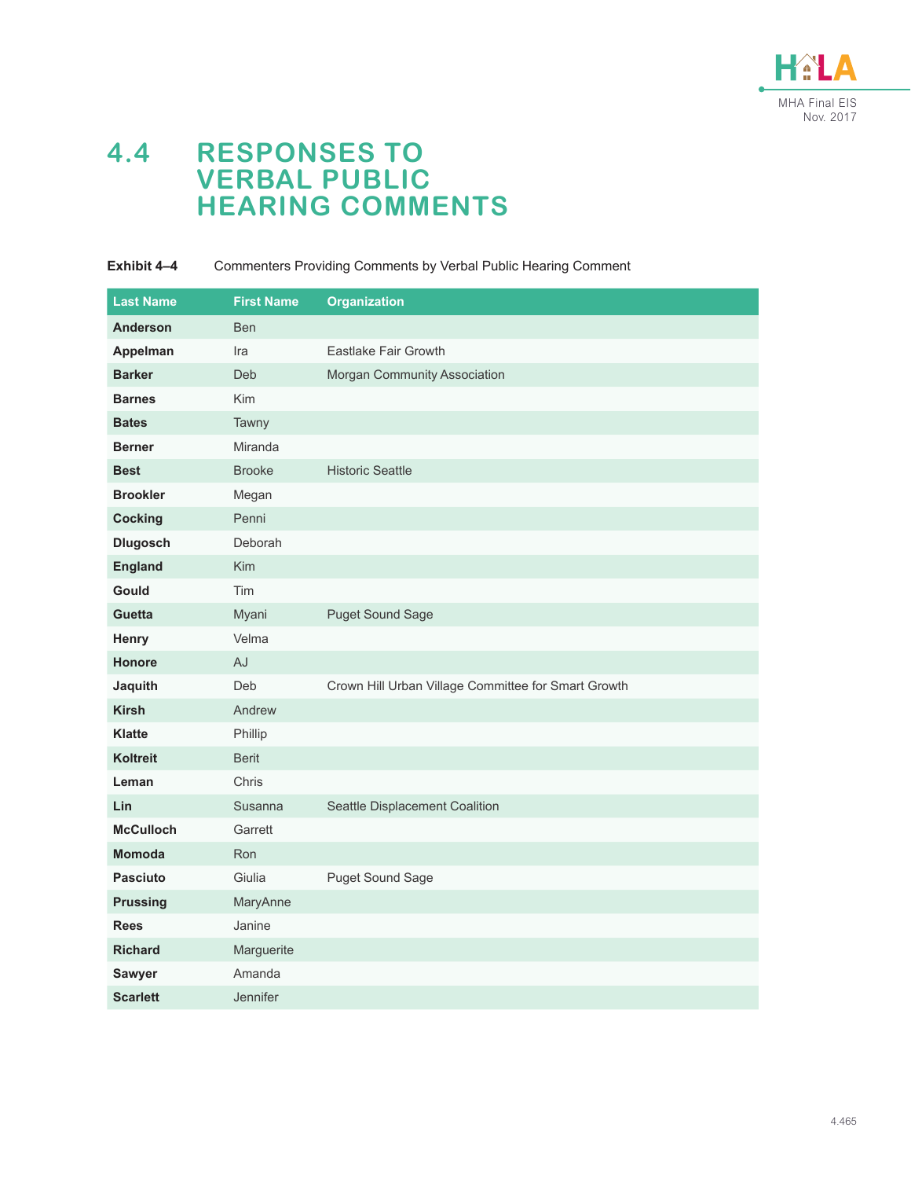# 4.4 RESPONSES TO VERBAL PUBLIC HEARING COMMENTS

**Exhibit 4–4** Commenters Providing Comments by Verbal Public Hearing Comment

| Last Name | First Name | Organization |
|---|---|---|
| **Anderson** | Ben | |
| **Appelman** | Ira | Eastlake Fair Growth |
| **Barker** | Deb | Morgan Community Association |
| **Barnes** | Kim | |
| **Bates** | Tawny | |
| **Berner** | Miranda | |
| **Best** | Brooke | Historic Seattle |
| **Brookler** | Megan | |
| **Cocking** | Penni | |
| **Dlugosch** | Deborah | |
| **England** | Kim | |
| **Gould** | Tim | |
| **Guetta** | Myani | Puget Sound Sage |
| **Henry** | Velma | |
| **Honore** | AJ | |
| **Jaquith** | Deb | Crown Hill Urban Village Committee for Smart Growth |
| **Kirsh** | Andrew | |
| **Klatte** | Phillip | |
| **Koltreit** | Berit | |
| **Leman** | Chris | |
| **Lin** | Susanna | Seattle Displacement Coalition |
| **McCulloch** | Garrett | |
| **Momoda** | Ron | |
| **Pasciuto** | Giulia | Puget Sound Sage |
| **Prussing** | MaryAnne | |
| **Rees** | Janine | |
| **Richard** | Marguerite | |
| **Sawyer** | Amanda | |
| **Scarlett** | Jennifer | |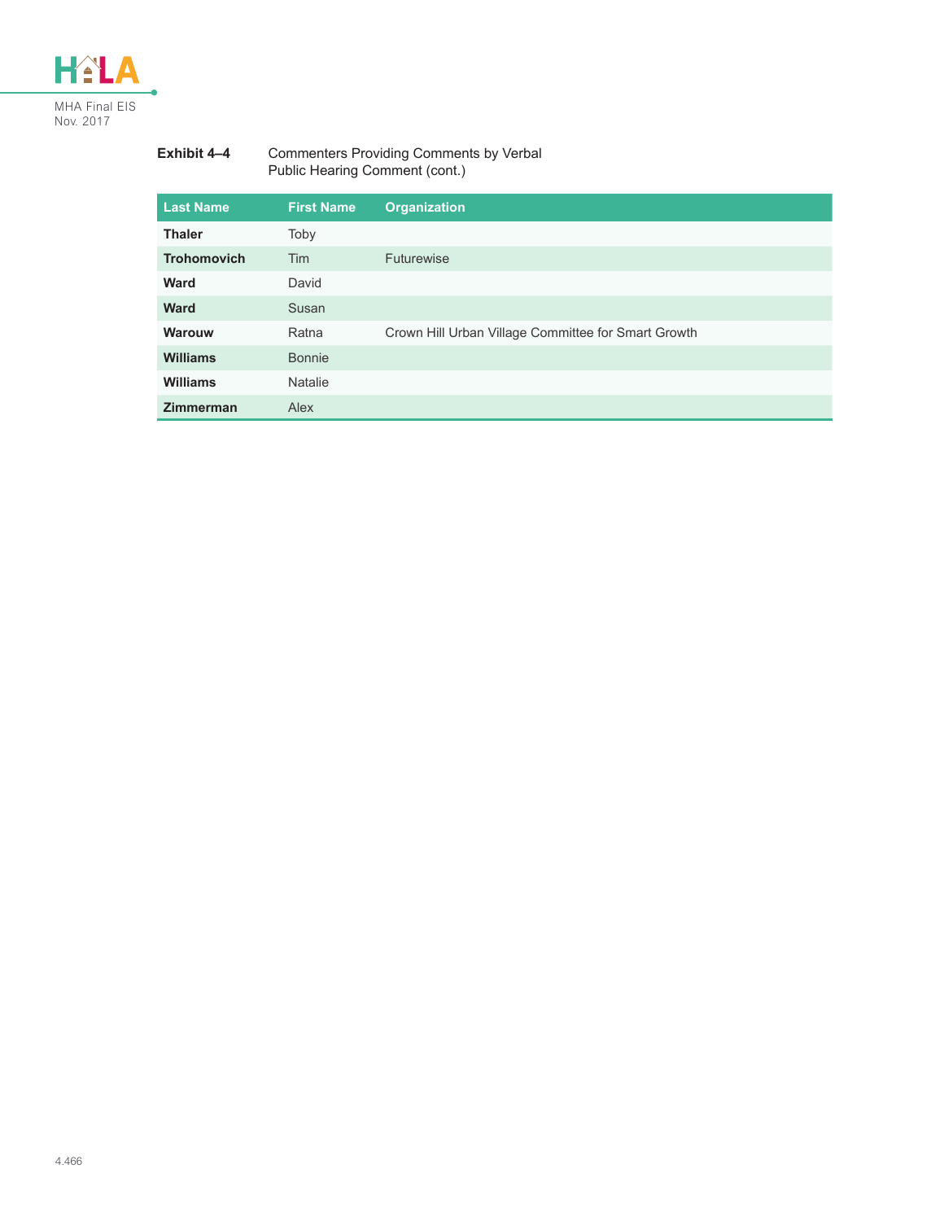**Exhibit 4–4** Commenters Providing Comments by Verbal Public Hearing Comment (cont.)

| Last Name | First Name | Organization |
|---|---|---|
| **Thaler** | Toby | |
| **Trohomovich** | Tim | Futurewise |
| **Ward** | David | |
| **Ward** | Susan | |
| **Warouw** | Ratna | Crown Hill Urban Village Committee for Smart Growth |
| **Williams** | Bonnie | |
| **Williams** | Natalie | |
| **Zimmerman** | Alex | |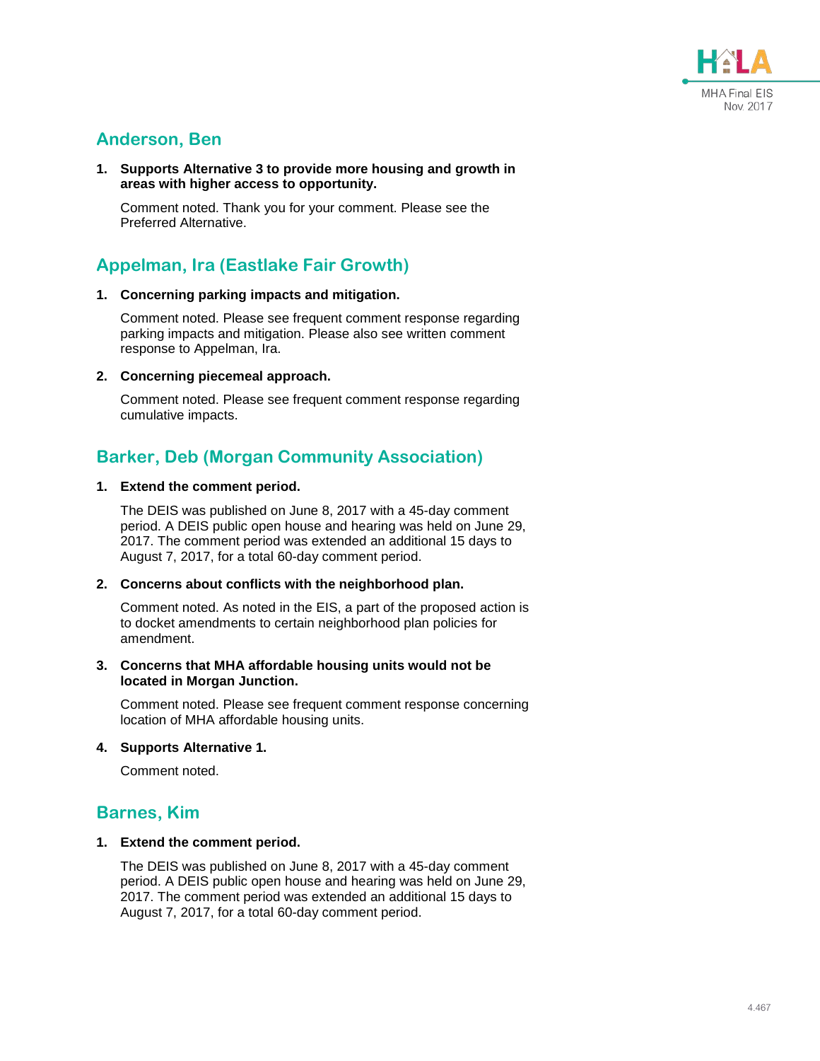## Anderson, Ben

1. **Supports Alternative 3 to provide more housing and growth in areas with higher access to opportunity.**

   Comment noted. Thank you for your comment. Please see the Preferred Alternative.

## Appelman, Ira (Eastlake Fair Growth)

1. **Concerning parking impacts and mitigation.**

   Comment noted. Please see frequent comment response regarding parking impacts and mitigation. Please also see written comment response to Appelman, Ira.

2. **Concerning piecemeal approach.**

   Comment noted. Please see frequent comment response regarding cumulative impacts.

## Barker, Deb (Morgan Community Association)

1. **Extend the comment period.**

   The DEIS was published on June 8, 2017 with a 45-day comment period. A DEIS public open house and hearing was held on June 29, 2017. The comment period was extended an additional 15 days to August 7, 2017, for a total 60-day comment period.

2. **Concerns about conflicts with the neighborhood plan.**

   Comment noted. As noted in the EIS, a part of the proposed action is to docket amendments to certain neighborhood plan policies for amendment.

3. **Concerns that MHA affordable housing units would not be located in Morgan Junction.**

   Comment noted. Please see frequent comment response concerning location of MHA affordable housing units.

4. **Supports Alternative 1.**

   Comment noted.

## Barnes, Kim

1. **Extend the comment period.**

   The DEIS was published on June 8, 2017 with a 45-day comment period. A DEIS public open house and hearing was held on June 29, 2017. The comment period was extended an additional 15 days to August 7, 2017, for a total 60-day comment period.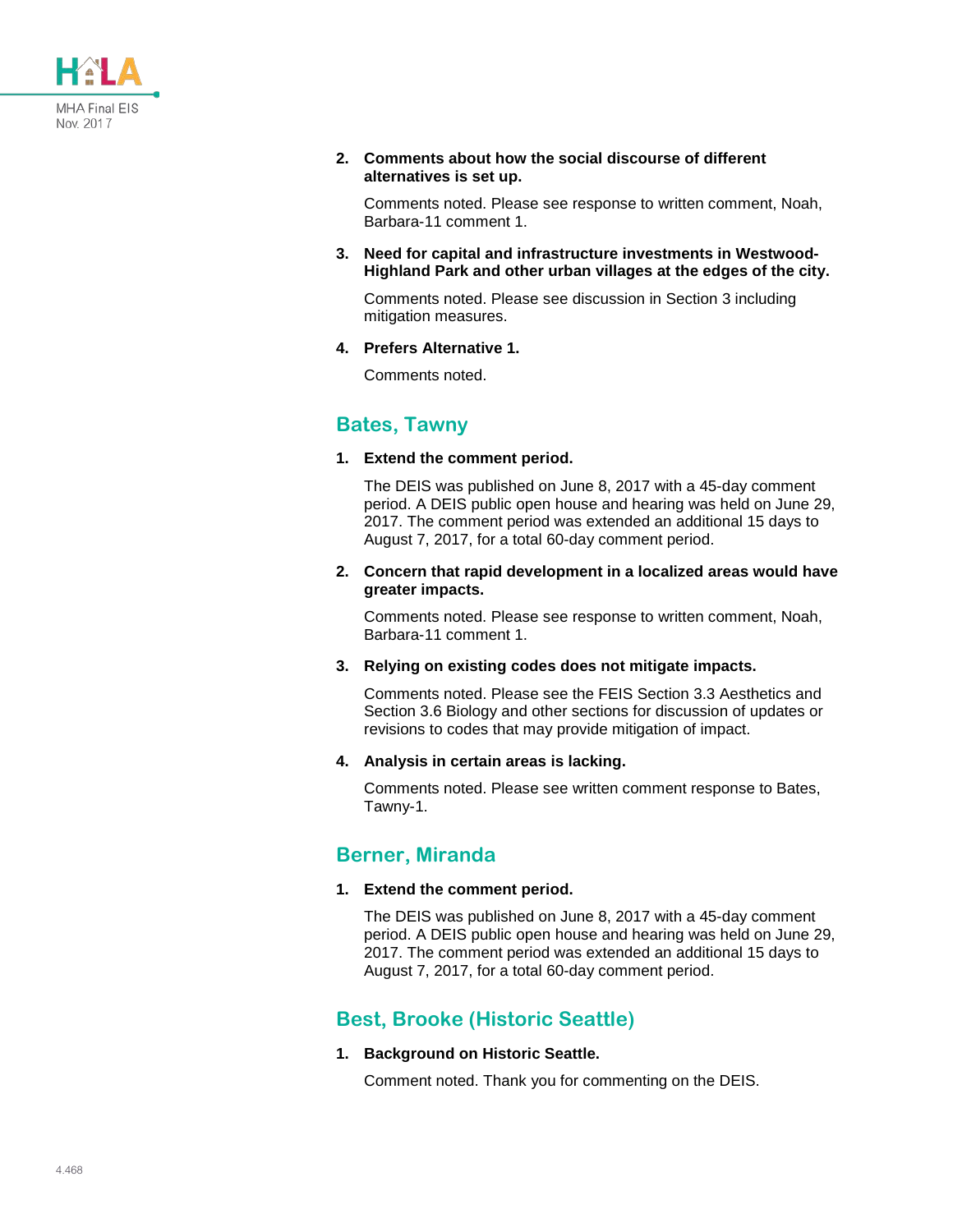2. **Comments about how the social discourse of different alternatives is set up.**

   Comments noted. Please see response to written comment, Noah, Barbara-11 comment 1.

3. **Need for capital and infrastructure investments in Westwood-Highland Park and other urban villages at the edges of the city.**

   Comments noted. Please see discussion in Section 3 including mitigation measures.

4. **Prefers Alternative 1.**

   Comments noted.

## Bates, Tawny

1. **Extend the comment period.**

   The DEIS was published on June 8, 2017 with a 45-day comment period. A DEIS public open house and hearing was held on June 29, 2017. The comment period was extended an additional 15 days to August 7, 2017, for a total 60-day comment period.

2. **Concern that rapid development in a localized areas would have greater impacts.**

   Comments noted. Please see response to written comment, Noah, Barbara-11 comment 1.

3. **Relying on existing codes does not mitigate impacts.**

   Comments noted. Please see the FEIS Section 3.3 Aesthetics and Section 3.6 Biology and other sections for discussion of updates or revisions to codes that may provide mitigation of impact.

4. **Analysis in certain areas is lacking.**

   Comments noted. Please see written comment response to Bates, Tawny-1.

## Berner, Miranda

1. **Extend the comment period.**

   The DEIS was published on June 8, 2017 with a 45-day comment period. A DEIS public open house and hearing was held on June 29, 2017. The comment period was extended an additional 15 days to August 7, 2017, for a total 60-day comment period.

## Best, Brooke (Historic Seattle)

1. **Background on Historic Seattle.**

   Comment noted. Thank you for commenting on the DEIS.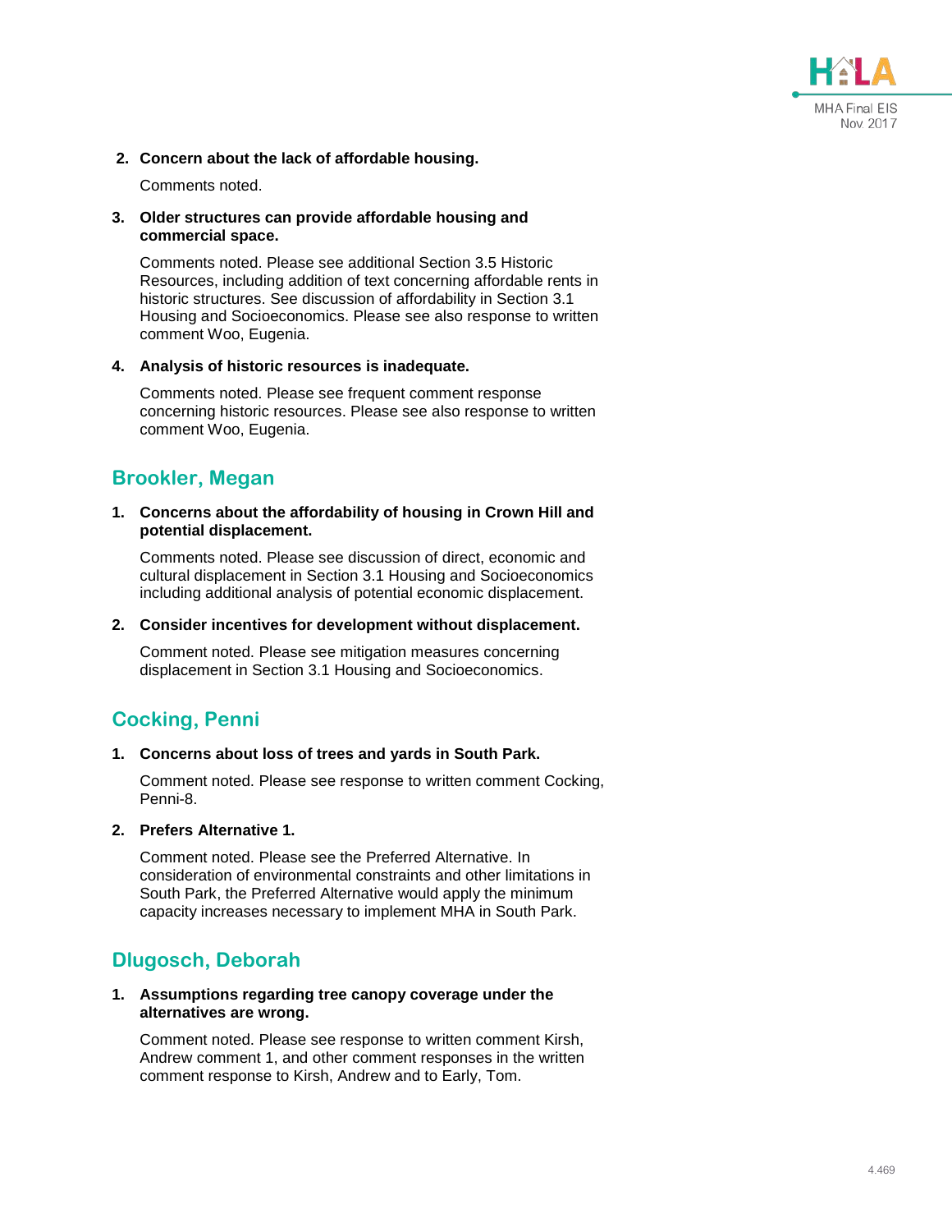2. **Concern about the lack of affordable housing.**

   Comments noted.

3. **Older structures can provide affordable housing and commercial space.**

   Comments noted. Please see additional Section 3.5 Historic Resources, including addition of text concerning affordable rents in historic structures. See discussion of affordability in Section 3.1 Housing and Socioeconomics. Please see also response to written comment Woo, Eugenia.

4. **Analysis of historic resources is inadequate.**

   Comments noted. Please see frequent comment response concerning historic resources. Please see also response to written comment Woo, Eugenia.

## Brookler, Megan

1. **Concerns about the affordability of housing in Crown Hill and potential displacement.**

   Comments noted. Please see discussion of direct, economic and cultural displacement in Section 3.1 Housing and Socioeconomics including additional analysis of potential economic displacement.

2. **Consider incentives for development without displacement.**

   Comment noted. Please see mitigation measures concerning displacement in Section 3.1 Housing and Socioeconomics.

## Cocking, Penni

1. **Concerns about loss of trees and yards in South Park.**

   Comment noted. Please see response to written comment Cocking, Penni-8.

2. **Prefers Alternative 1.**

   Comment noted. Please see the Preferred Alternative. In consideration of environmental constraints and other limitations in South Park, the Preferred Alternative would apply the minimum capacity increases necessary to implement MHA in South Park.

## Dlugosch, Deborah

1. **Assumptions regarding tree canopy coverage under the alternatives are wrong.**

   Comment noted. Please see response to written comment Kirsh, Andrew comment 1, and other comment responses in the written comment response to Kirsh, Andrew and to Early, Tom.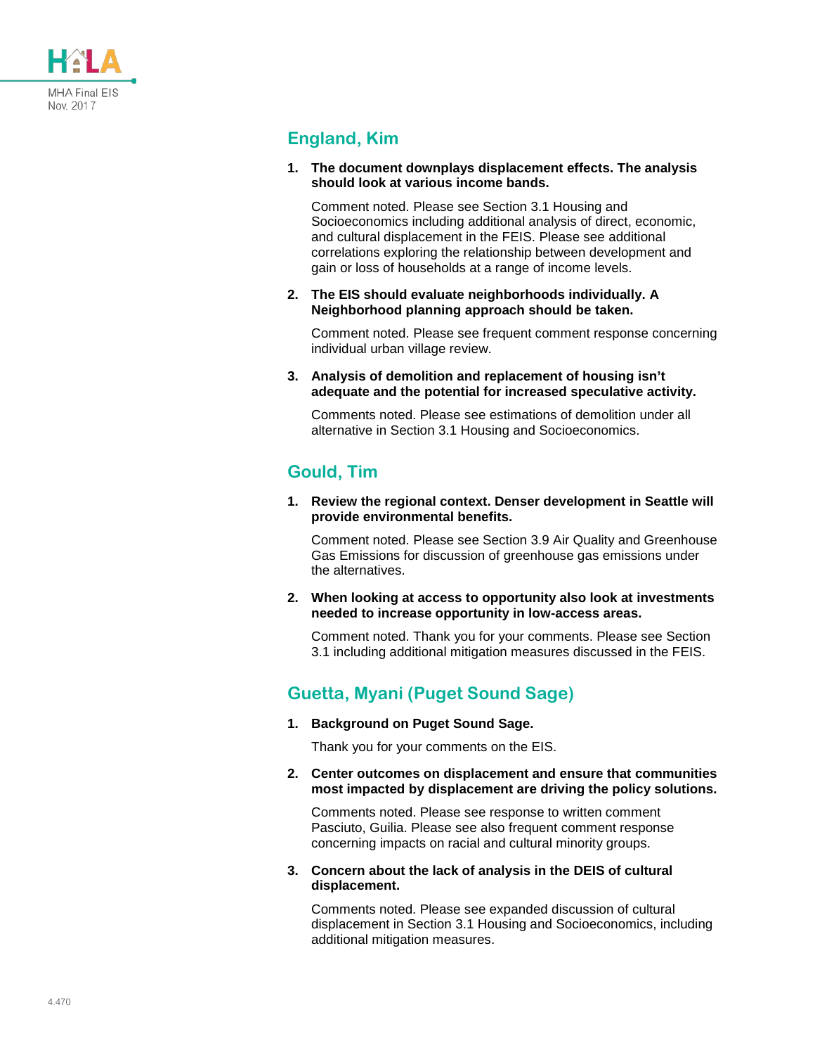## England, Kim

1. **The document downplays displacement effects. The analysis should look at various income bands.**

   Comment noted. Please see Section 3.1 Housing and Socioeconomics including additional analysis of direct, economic, and cultural displacement in the FEIS. Please see additional correlations exploring the relationship between development and gain or loss of households at a range of income levels.

2. **The EIS should evaluate neighborhoods individually. A Neighborhood planning approach should be taken.**

   Comment noted. Please see frequent comment response concerning individual urban village review.

3. **Analysis of demolition and replacement of housing isn't adequate and the potential for increased speculative activity.**

   Comments noted. Please see estimations of demolition under all alternative in Section 3.1 Housing and Socioeconomics.

## Gould, Tim

1. **Review the regional context. Denser development in Seattle will provide environmental benefits.**

   Comment noted. Please see Section 3.9 Air Quality and Greenhouse Gas Emissions for discussion of greenhouse gas emissions under the alternatives.

2. **When looking at access to opportunity also look at investments needed to increase opportunity in low-access areas.**

   Comment noted. Thank you for your comments. Please see Section 3.1 including additional mitigation measures discussed in the FEIS.

## Guetta, Myani (Puget Sound Sage)

1. **Background on Puget Sound Sage.**

   Thank you for your comments on the EIS.

2. **Center outcomes on displacement and ensure that communities most impacted by displacement are driving the policy solutions.**

   Comments noted. Please see response to written comment Pasciuto, Guilia. Please see also frequent comment response concerning impacts on racial and cultural minority groups.

3. **Concern about the lack of analysis in the DEIS of cultural displacement.**

   Comments noted. Please see expanded discussion of cultural displacement in Section 3.1 Housing and Socioeconomics, including additional mitigation measures.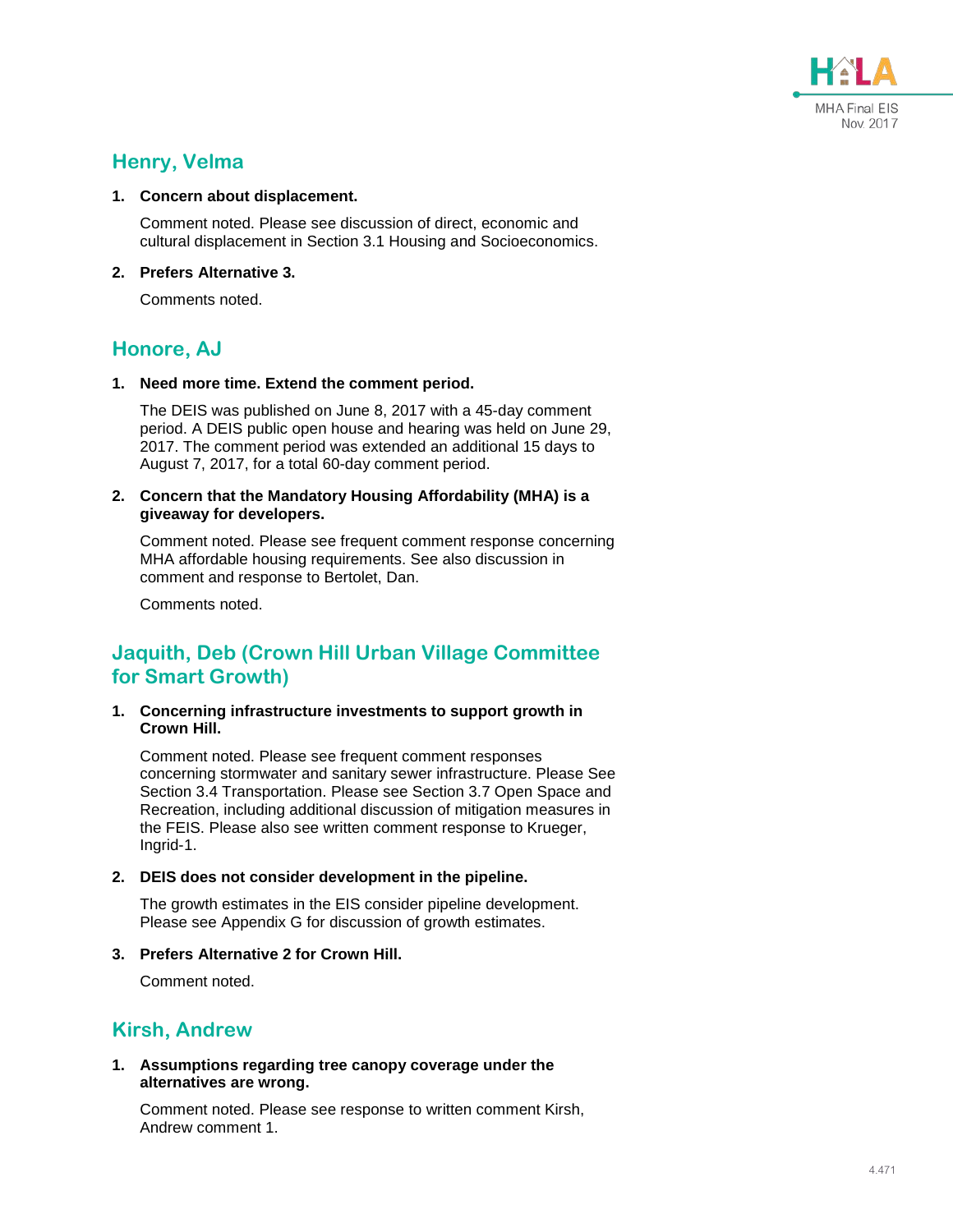## Henry, Velma

1. **Concern about displacement.**

   Comment noted. Please see discussion of direct, economic and cultural displacement in Section 3.1 Housing and Socioeconomics.

2. **Prefers Alternative 3.**

   Comments noted.

## Honore, AJ

1. **Need more time. Extend the comment period.**

   The DEIS was published on June 8, 2017 with a 45-day comment period. A DEIS public open house and hearing was held on June 29, 2017. The comment period was extended an additional 15 days to August 7, 2017, for a total 60-day comment period.

2. **Concern that the Mandatory Housing Affordability (MHA) is a giveaway for developers.**

   Comment noted. Please see frequent comment response concerning MHA affordable housing requirements. See also discussion in comment and response to Bertolet, Dan.

   Comments noted.

## Jaquith, Deb (Crown Hill Urban Village Committee for Smart Growth)

1. **Concerning infrastructure investments to support growth in Crown Hill.**

   Comment noted. Please see frequent comment responses concerning stormwater and sanitary sewer infrastructure. Please See Section 3.4 Transportation. Please see Section 3.7 Open Space and Recreation, including additional discussion of mitigation measures in the FEIS. Please also see written comment response to Krueger, Ingrid-1.

2. **DEIS does not consider development in the pipeline.**

   The growth estimates in the EIS consider pipeline development. Please see Appendix G for discussion of growth estimates.

3. **Prefers Alternative 2 for Crown Hill.**

   Comment noted.

## Kirsh, Andrew

1. **Assumptions regarding tree canopy coverage under the alternatives are wrong.**

   Comment noted. Please see response to written comment Kirsh, Andrew comment 1.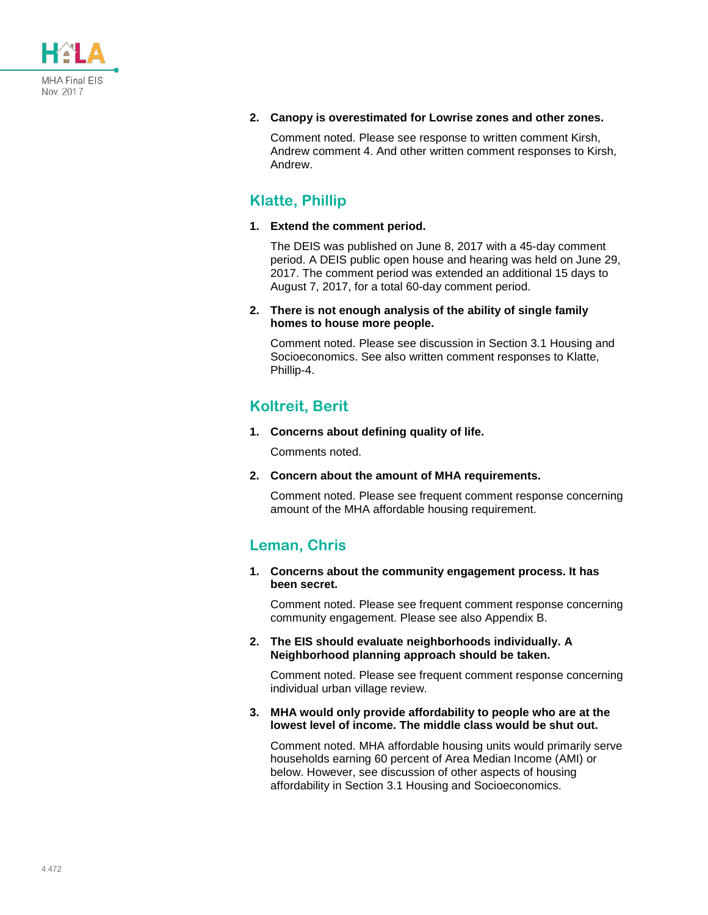2. **Canopy is overestimated for Lowrise zones and other zones.**

   Comment noted. Please see response to written comment Kirsh, Andrew comment 4. And other written comment responses to Kirsh, Andrew.

## Klatte, Phillip

1. **Extend the comment period.**

   The DEIS was published on June 8, 2017 with a 45-day comment period. A DEIS public open house and hearing was held on June 29, 2017. The comment period was extended an additional 15 days to August 7, 2017, for a total 60-day comment period.

2. **There is not enough analysis of the ability of single family homes to house more people.**

   Comment noted. Please see discussion in Section 3.1 Housing and Socioeconomics. See also written comment responses to Klatte, Phillip-4.

## Koltreit, Berit

1. **Concerns about defining quality of life.**

   Comments noted.

2. **Concern about the amount of MHA requirements.**

   Comment noted. Please see frequent comment response concerning amount of the MHA affordable housing requirement.

## Leman, Chris

1. **Concerns about the community engagement process. It has been secret.**

   Comment noted. Please see frequent comment response concerning community engagement. Please see also Appendix B.

2. **The EIS should evaluate neighborhoods individually. A Neighborhood planning approach should be taken.**

   Comment noted. Please see frequent comment response concerning individual urban village review.

3. **MHA would only provide affordability to people who are at the lowest level of income. The middle class would be shut out.**

   Comment noted. MHA affordable housing units would primarily serve households earning 60 percent of Area Median Income (AMI) or below. However, see discussion of other aspects of housing affordability in Section 3.1 Housing and Socioeconomics.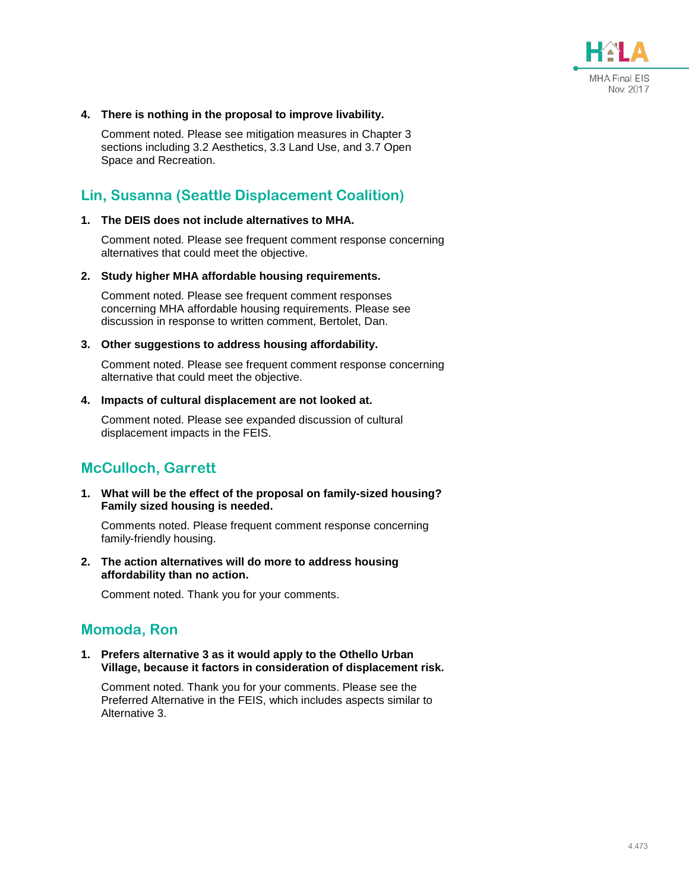4. **There is nothing in the proposal to improve livability.**

   Comment noted. Please see mitigation measures in Chapter 3 sections including 3.2 Aesthetics, 3.3 Land Use, and 3.7 Open Space and Recreation.

## Lin, Susanna (Seattle Displacement Coalition)

1. **The DEIS does not include alternatives to MHA.**

   Comment noted. Please see frequent comment response concerning alternatives that could meet the objective.

2. **Study higher MHA affordable housing requirements.**

   Comment noted. Please see frequent comment responses concerning MHA affordable housing requirements. Please see discussion in response to written comment, Bertolet, Dan.

3. **Other suggestions to address housing affordability.**

   Comment noted. Please see frequent comment response concerning alternative that could meet the objective.

4. **Impacts of cultural displacement are not looked at.**

   Comment noted. Please see expanded discussion of cultural displacement impacts in the FEIS.

## McCulloch, Garrett

1. **What will be the effect of the proposal on family-sized housing? Family sized housing is needed.**

   Comments noted. Please frequent comment response concerning family-friendly housing.

2. **The action alternatives will do more to address housing affordability than no action.**

   Comment noted. Thank you for your comments.

## Momoda, Ron

1. **Prefers alternative 3 as it would apply to the Othello Urban Village, because it factors in consideration of displacement risk.**

   Comment noted. Thank you for your comments. Please see the Preferred Alternative in the FEIS, which includes aspects similar to Alternative 3.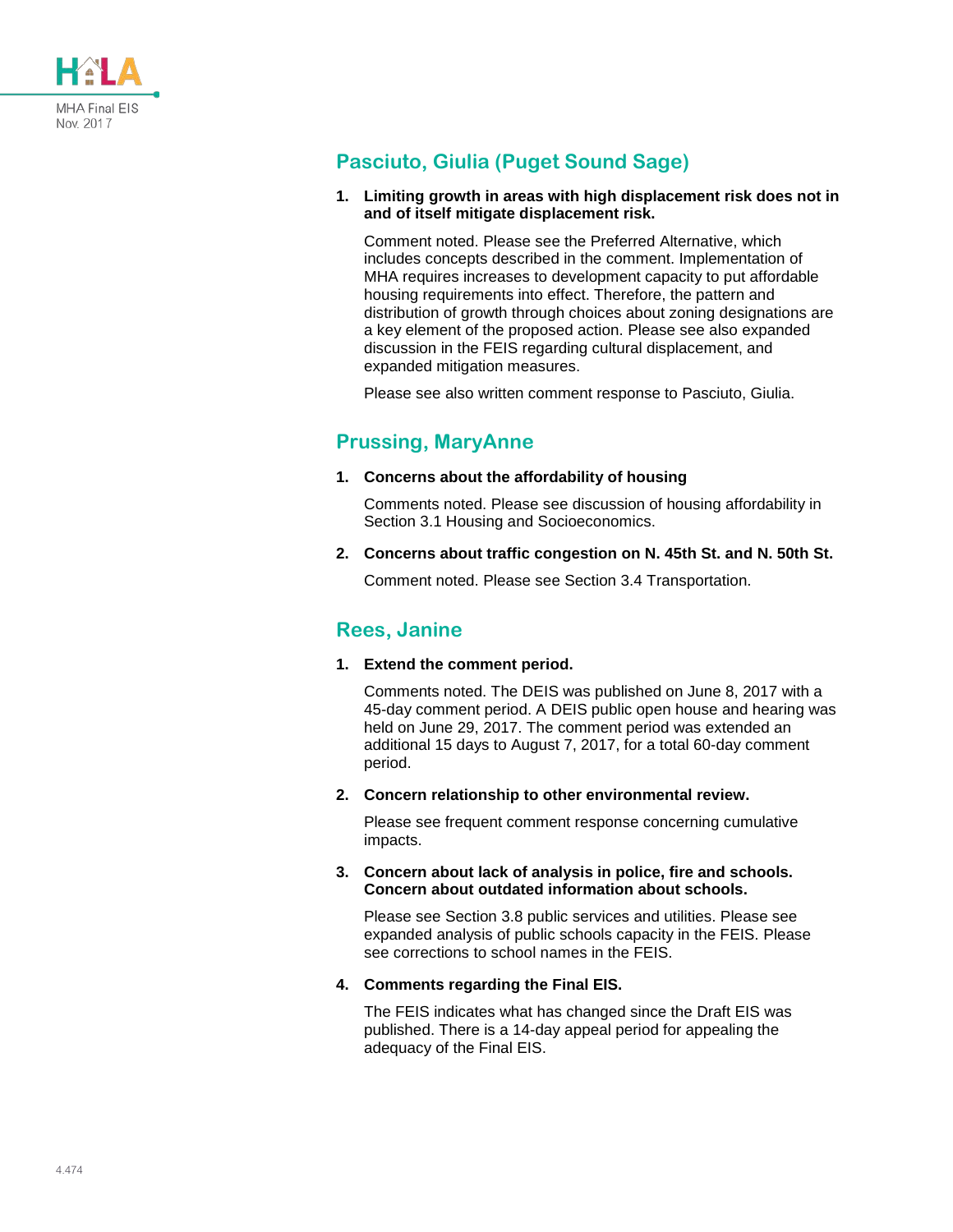## Pasciuto, Giulia (Puget Sound Sage)

1. **Limiting growth in areas with high displacement risk does not in and of itself mitigate displacement risk.**

   Comment noted. Please see the Preferred Alternative, which includes concepts described in the comment. Implementation of MHA requires increases to development capacity to put affordable housing requirements into effect. Therefore, the pattern and distribution of growth through choices about zoning designations are a key element of the proposed action. Please see also expanded discussion in the FEIS regarding cultural displacement, and expanded mitigation measures.

   Please see also written comment response to Pasciuto, Giulia.

## Prussing, MaryAnne

1. **Concerns about the affordability of housing**

   Comments noted. Please see discussion of housing affordability in Section 3.1 Housing and Socioeconomics.

2. **Concerns about traffic congestion on N. 45th St. and N. 50th St.**

   Comment noted. Please see Section 3.4 Transportation.

## Rees, Janine

1. **Extend the comment period.**

   Comments noted. The DEIS was published on June 8, 2017 with a 45-day comment period. A DEIS public open house and hearing was held on June 29, 2017. The comment period was extended an additional 15 days to August 7, 2017, for a total 60-day comment period.

2. **Concern relationship to other environmental review.**

   Please see frequent comment response concerning cumulative impacts.

3. **Concern about lack of analysis in police, fire and schools. Concern about outdated information about schools.**

   Please see Section 3.8 public services and utilities. Please see expanded analysis of public schools capacity in the FEIS. Please see corrections to school names in the FEIS.

4. **Comments regarding the Final EIS.**

   The FEIS indicates what has changed since the Draft EIS was published. There is a 14-day appeal period for appealing the adequacy of the Final EIS.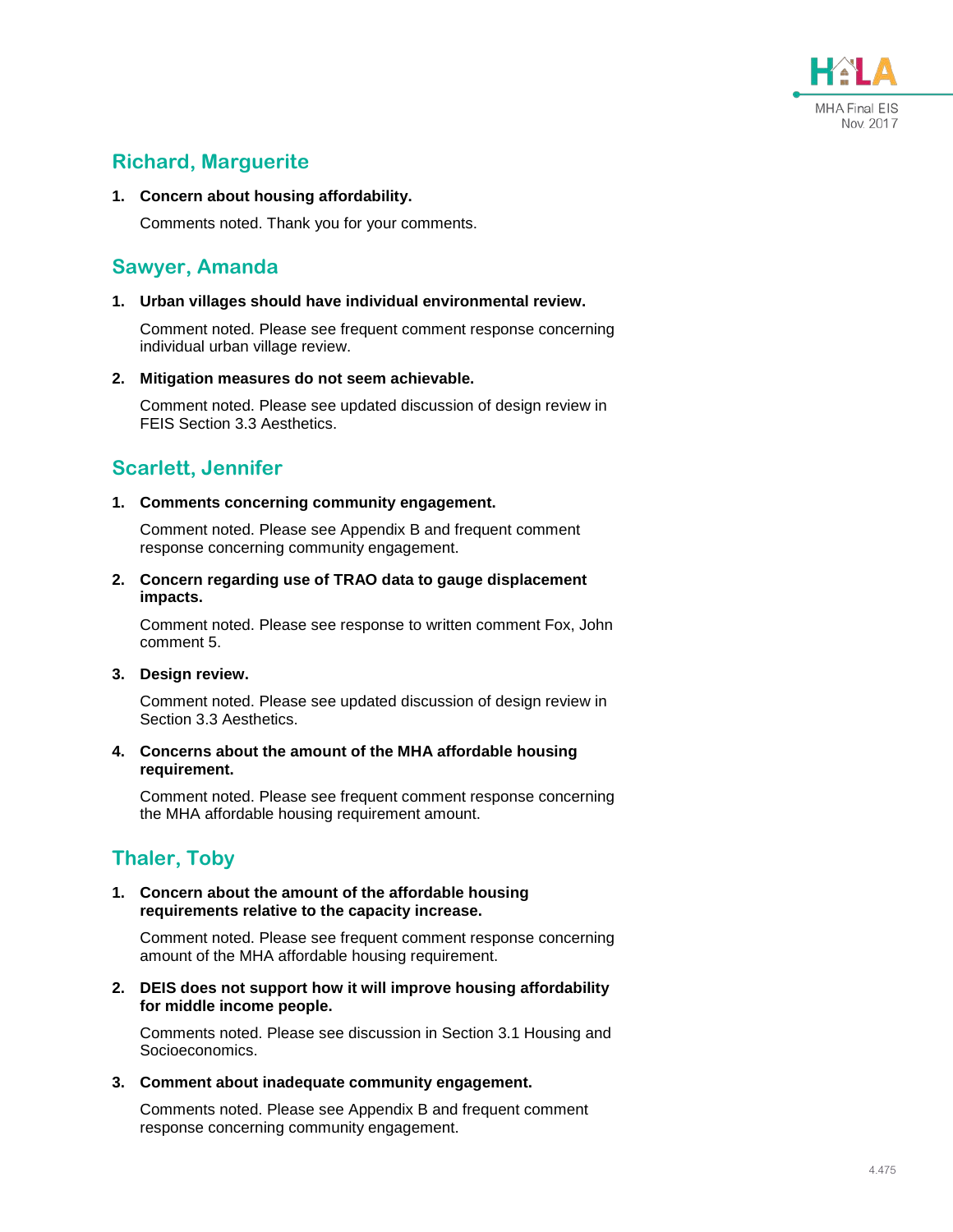## Richard, Marguerite

1. **Concern about housing affordability.**

   Comments noted. Thank you for your comments.

## Sawyer, Amanda

1. **Urban villages should have individual environmental review.**

   Comment noted. Please see frequent comment response concerning individual urban village review.

2. **Mitigation measures do not seem achievable.**

   Comment noted. Please see updated discussion of design review in FEIS Section 3.3 Aesthetics.

## Scarlett, Jennifer

1. **Comments concerning community engagement.**

   Comment noted. Please see Appendix B and frequent comment response concerning community engagement.

2. **Concern regarding use of TRAO data to gauge displacement impacts.**

   Comment noted. Please see response to written comment Fox, John comment 5.

3. **Design review.**

   Comment noted. Please see updated discussion of design review in Section 3.3 Aesthetics.

4. **Concerns about the amount of the MHA affordable housing requirement.**

   Comment noted. Please see frequent comment response concerning the MHA affordable housing requirement amount.

## Thaler, Toby

1. **Concern about the amount of the affordable housing requirements relative to the capacity increase.**

   Comment noted. Please see frequent comment response concerning amount of the MHA affordable housing requirement.

2. **DEIS does not support how it will improve housing affordability for middle income people.**

   Comments noted. Please see discussion in Section 3.1 Housing and Socioeconomics.

3. **Comment about inadequate community engagement.**

   Comments noted. Please see Appendix B and frequent comment response concerning community engagement.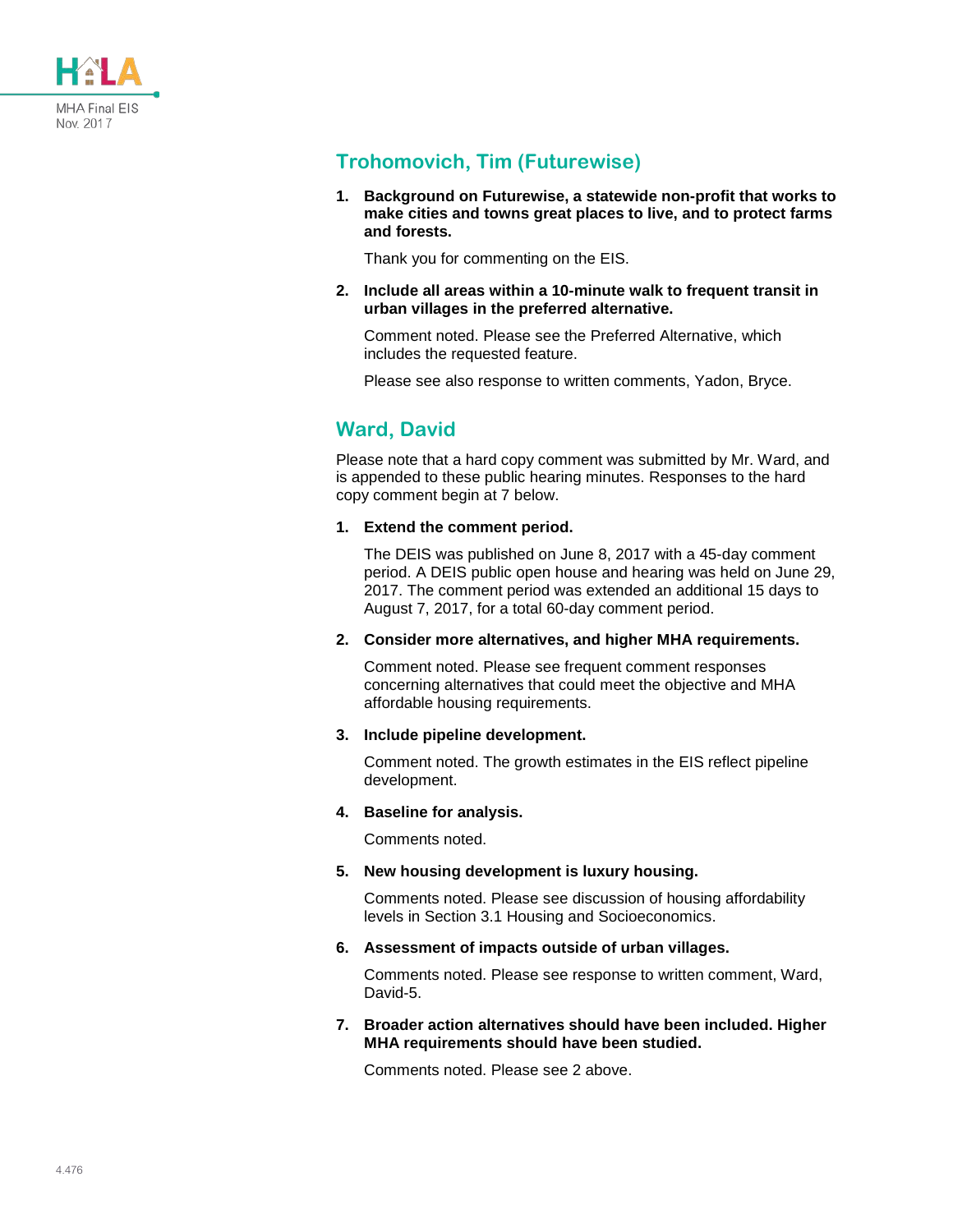## Trohomovich, Tim (Futurewise)

1. **Background on Futurewise, a statewide non-profit that works to make cities and towns great places to live, and to protect farms and forests.**

   Thank you for commenting on the EIS.

2. **Include all areas within a 10-minute walk to frequent transit in urban villages in the preferred alternative.**

   Comment noted. Please see the Preferred Alternative, which includes the requested feature.

   Please see also response to written comments, Yadon, Bryce.

## Ward, David

Please note that a hard copy comment was submitted by Mr. Ward, and is appended to these public hearing minutes. Responses to the hard copy comment begin at 7 below.

1. **Extend the comment period.**

   The DEIS was published on June 8, 2017 with a 45-day comment period. A DEIS public open house and hearing was held on June 29, 2017. The comment period was extended an additional 15 days to August 7, 2017, for a total 60-day comment period.

2. **Consider more alternatives, and higher MHA requirements.**

   Comment noted. Please see frequent comment responses concerning alternatives that could meet the objective and MHA affordable housing requirements.

3. **Include pipeline development.**

   Comment noted. The growth estimates in the EIS reflect pipeline development.

4. **Baseline for analysis.**

   Comments noted.

5. **New housing development is luxury housing.**

   Comments noted. Please see discussion of housing affordability levels in Section 3.1 Housing and Socioeconomics.

6. **Assessment of impacts outside of urban villages.**

   Comments noted. Please see response to written comment, Ward, David-5.

7. **Broader action alternatives should have been included. Higher MHA requirements should have been studied.**

   Comments noted. Please see 2 above.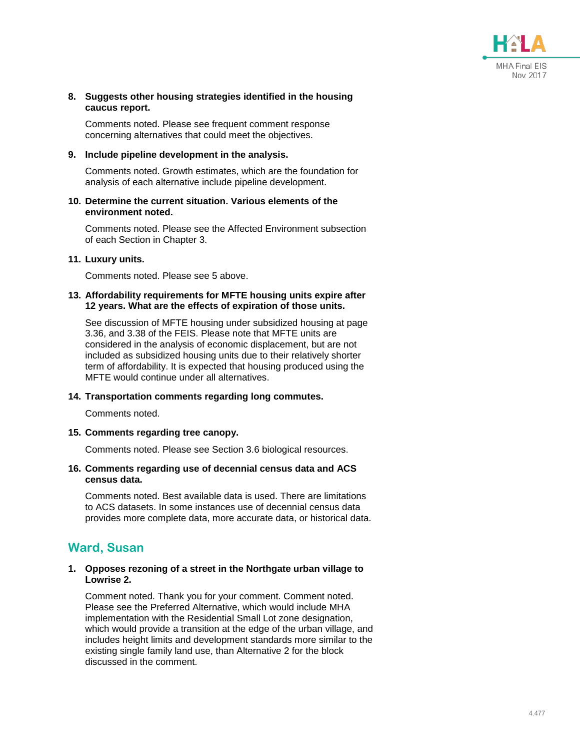8. **Suggests other housing strategies identified in the housing caucus report.**

   Comments noted. Please see frequent comment response concerning alternatives that could meet the objectives.

9. **Include pipeline development in the analysis.**

   Comments noted. Growth estimates, which are the foundation for analysis of each alternative include pipeline development.

10. **Determine the current situation. Various elements of the environment noted.**

    Comments noted. Please see the Affected Environment subsection of each Section in Chapter 3.

11. **Luxury units.**

    Comments noted. Please see 5 above.

13. **Affordability requirements for MFTE housing units expire after 12 years. What are the effects of expiration of those units.**

    See discussion of MFTE housing under subsidized housing at page 3.36, and 3.38 of the FEIS. Please note that MFTE units are considered in the analysis of economic displacement, but are not included as subsidized housing units due to their relatively shorter term of affordability. It is expected that housing produced using the MFTE would continue under all alternatives.

14. **Transportation comments regarding long commutes.**

    Comments noted.

15. **Comments regarding tree canopy.**

    Comments noted. Please see Section 3.6 biological resources.

16. **Comments regarding use of decennial census data and ACS census data.**

    Comments noted. Best available data is used. There are limitations to ACS datasets. In some instances use of decennial census data provides more complete data, more accurate data, or historical data.

## Ward, Susan

1. **Opposes rezoning of a street in the Northgate urban village to Lowrise 2.**

   Comment noted. Thank you for your comment. Comment noted. Please see the Preferred Alternative, which would include MHA implementation with the Residential Small Lot zone designation, which would provide a transition at the edge of the urban village, and includes height limits and development standards more similar to the existing single family land use, than Alternative 2 for the block discussed in the comment.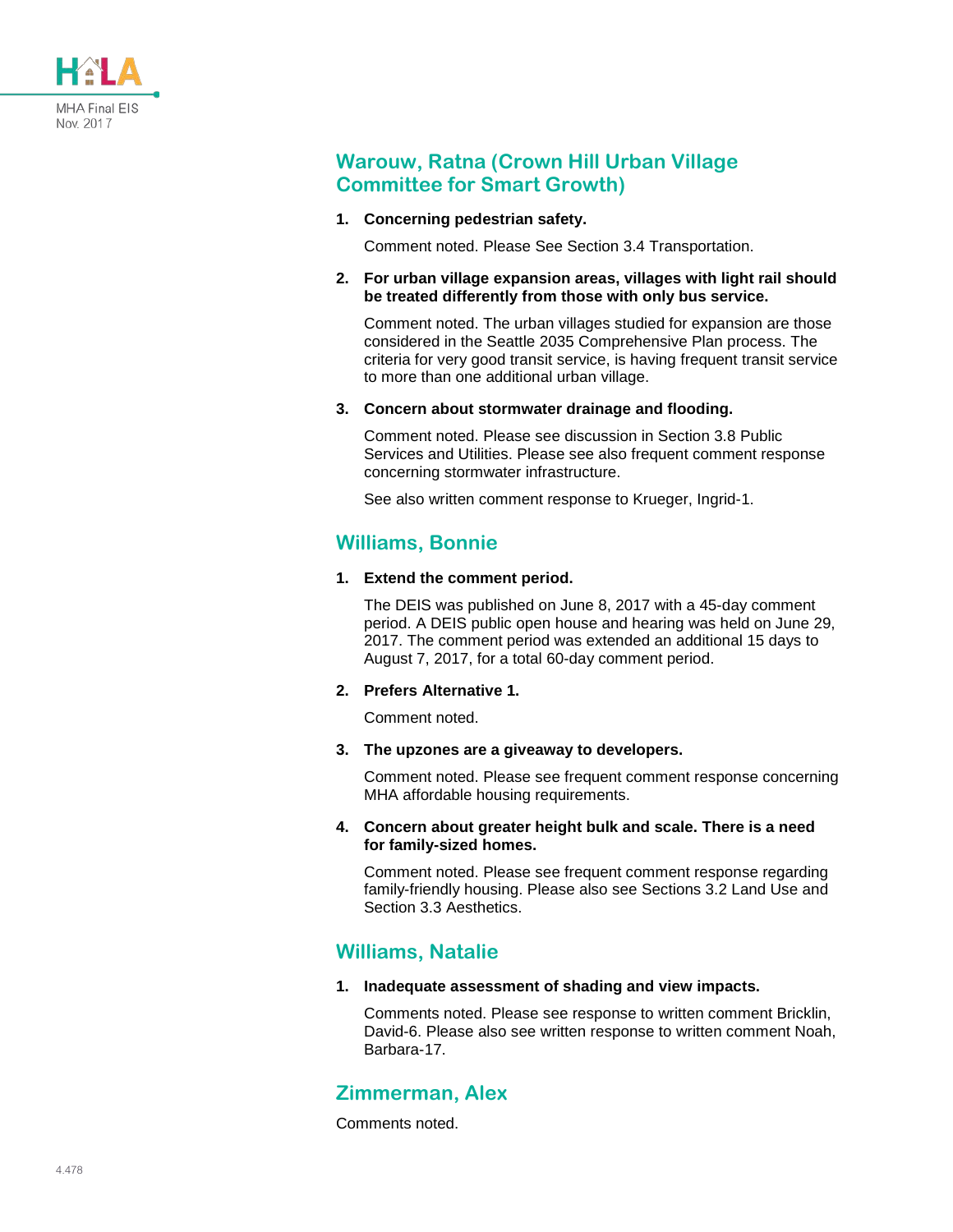## Warouw, Ratna (Crown Hill Urban Village Committee for Smart Growth)

1. **Concerning pedestrian safety.**

   Comment noted. Please See Section 3.4 Transportation.

2. **For urban village expansion areas, villages with light rail should be treated differently from those with only bus service.**

   Comment noted. The urban villages studied for expansion are those considered in the Seattle 2035 Comprehensive Plan process. The criteria for very good transit service, is having frequent transit service to more than one additional urban village.

3. **Concern about stormwater drainage and flooding.**

   Comment noted. Please see discussion in Section 3.8 Public Services and Utilities. Please see also frequent comment response concerning stormwater infrastructure.

   See also written comment response to Krueger, Ingrid-1.

## Williams, Bonnie

1. **Extend the comment period.**

   The DEIS was published on June 8, 2017 with a 45-day comment period. A DEIS public open house and hearing was held on June 29, 2017. The comment period was extended an additional 15 days to August 7, 2017, for a total 60-day comment period.

2. **Prefers Alternative 1.**

   Comment noted.

3. **The upzones are a giveaway to developers.**

   Comment noted. Please see frequent comment response concerning MHA affordable housing requirements.

4. **Concern about greater height bulk and scale. There is a need for family-sized homes.**

   Comment noted. Please see frequent comment response regarding family-friendly housing. Please also see Sections 3.2 Land Use and Section 3.3 Aesthetics.

## Williams, Natalie

1. **Inadequate assessment of shading and view impacts.**

   Comments noted. Please see response to written comment Bricklin, David-6. Please also see written response to written comment Noah, Barbara-17.

## Zimmerman, Alex

Comments noted.